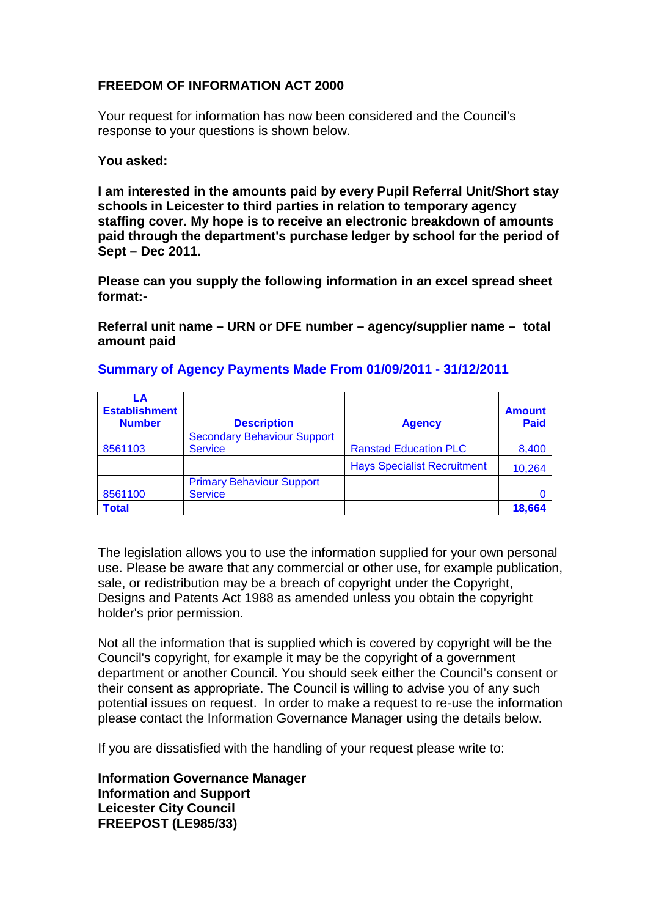**FREEDOM OF INFORMATION ACT 2000**

Your request for information has now been considered and the Council's response to your questions is shown below.

**You asked:**

**I am interested in the amounts paid by every Pupil Referral Unit/Short stay schools in Leicester to third parties in relation to temporary agency staffing cover. My hope is to receive an electronic breakdown of amounts paid through the department's purchase ledger by school for the period of Sept – Dec 2011.**

**Please can you supply the following information in an excel spread sheet format:-**

**Referral unit name – URN or DFE number – agency/supplier name – total amount paid**

## Summary of Agency Payments Made From 01/09/2011 - 31/12/2011

| LA Establishment Number | Description | Agency | Amount Paid |
|---|---|---|---|
| 8561103 | Secondary Behaviour Support Service | Ranstad Education PLC | 8,400 |
| | | Hays Specialist Recruitment | 10,264 |
| 8561100 | Primary Behaviour Support Service | | 0 |
| **Total** | | | **18,664** |

The legislation allows you to use the information supplied for your own personal use. Please be aware that any commercial or other use, for example publication, sale, or redistribution may be a breach of copyright under the Copyright, Designs and Patents Act 1988 as amended unless you obtain the copyright holder's prior permission.

Not all the information that is supplied which is covered by copyright will be the Council's copyright, for example it may be the copyright of a government department or another Council. You should seek either the Council's consent or their consent as appropriate. The Council is willing to advise you of any such potential issues on request. In order to make a request to re-use the information please contact the Information Governance Manager using the details below.

If you are dissatisfied with the handling of your request please write to:

**Information Governance Manager**
**Information and Support**
**Leicester City Council**
**FREEPOST (LE985/33)**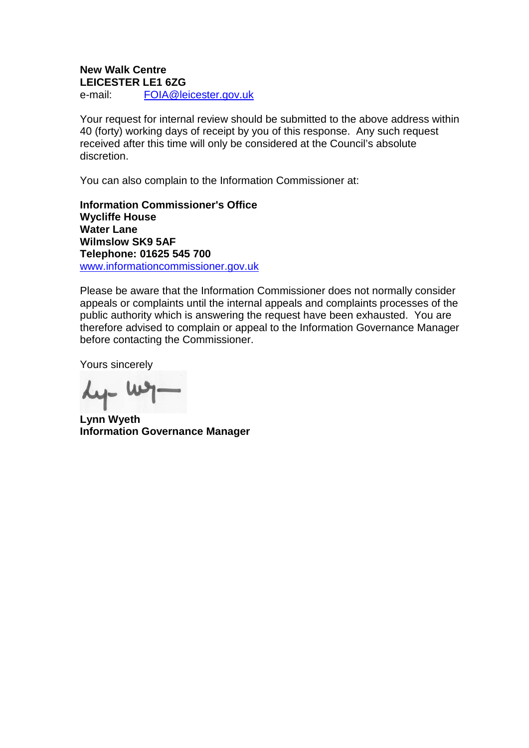**New Walk Centre**
**LEICESTER LE1 6ZG**
e-mail: FOIA@leicester.gov.uk

Your request for internal review should be submitted to the above address within 40 (forty) working days of receipt by you of this response. Any such request received after this time will only be considered at the Council's absolute discretion.

You can also complain to the Information Commissioner at:

**Information Commissioner's Office**
**Wycliffe House**
**Water Lane**
**Wilmslow SK9 5AF**
**Telephone: 01625 545 700**
www.informationcommissioner.gov.uk

Please be aware that the Information Commissioner does not normally consider appeals or complaints until the internal appeals and complaints processes of the public authority which is answering the request have been exhausted. You are therefore advised to complain or appeal to the Information Governance Manager before contacting the Commissioner.

Yours sincerely

**Lynn Wyeth**
**Information Governance Manager**